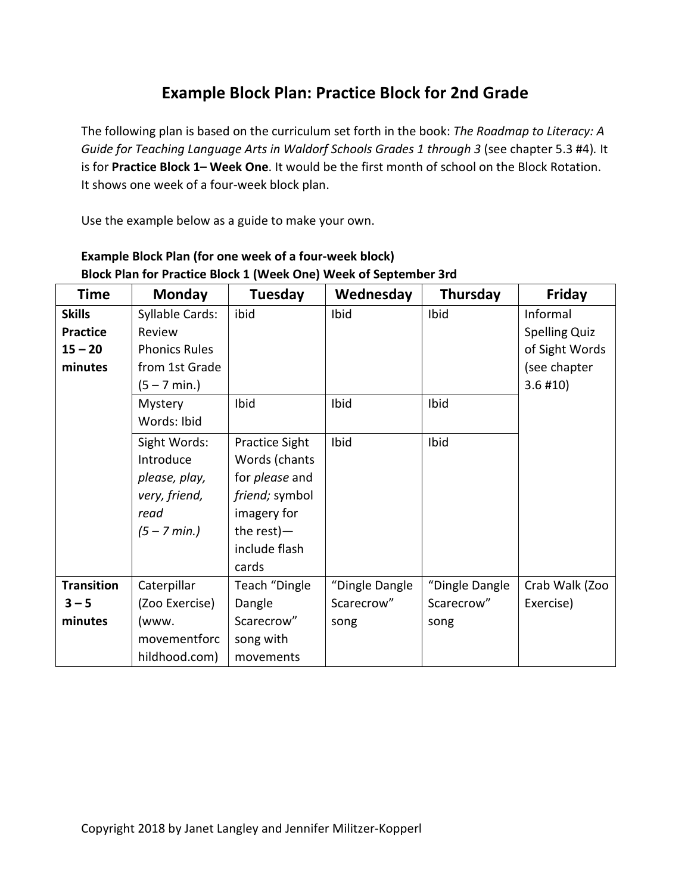# Example Block Plan: Practice Block for 2nd Grade

The following plan is based on the curriculum set forth in the book: *The Roadmap to Literacy: A Guide for Teaching Language Arts in Waldorf Schools Grades 1 through 3* (see chapter 5.3 #4). It is for **Practice Block 1– Week One**. It would be the first month of school on the Block Rotation. It shows one week of a four-week block plan.

Use the example below as a guide to make your own.

**Example Block Plan (for one week of a four-week block)**
**Block Plan for Practice Block 1 (Week One) Week of September 3rd**

| Time | Monday | Tuesday | Wednesday | Thursday | Friday |
|---|---|---|---|---|---|
| **Skills Practice 15 – 20 minutes** | Syllable Cards: Review Phonics Rules from 1st Grade (5 – 7 min.) | ibid | Ibid | Ibid | Informal Spelling Quiz of Sight Words (see chapter 3.6 #10) |
| | Mystery Words: Ibid | Ibid | Ibid | Ibid | |
| | Sight Words: Introduce *please, play, very, friend, read* *(5 – 7 min.)* | Practice Sight Words (chants for *please* and *friend;* symbol imagery for the rest)—include flash cards | Ibid | Ibid | |
| **Transition 3 – 5 minutes** | Caterpillar (Zoo Exercise) (www.movementforchildhood.com) | Teach "Dingle Dangle Scarecrow" song with movements | "Dingle Dangle Scarecrow" song | "Dingle Dangle Scarecrow" song | Crab Walk (Zoo Exercise) |

Copyright 2018 by Janet Langley and Jennifer Militzer-Kopperl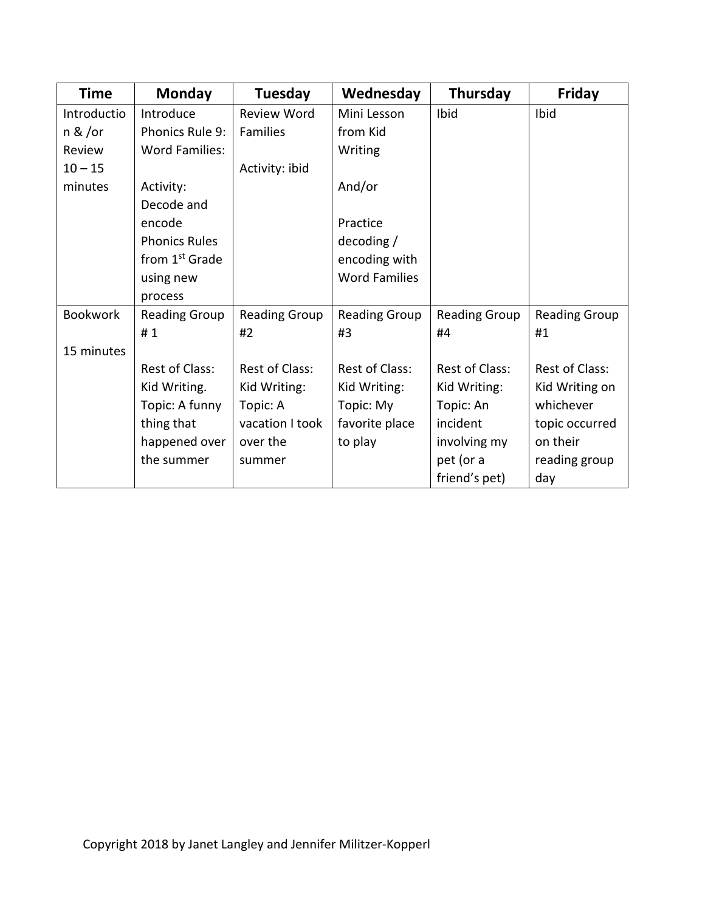| Time | Monday | Tuesday | Wednesday | Thursday | Friday |
|---|---|---|---|---|---|
| Introduction & /or Review 10 – 15 minutes | Introduce Phonics Rule 9: Word Families:<br><br>Activity: Decode and encode Phonics Rules from 1st Grade using new process | Review Word Families<br><br>Activity: ibid | Mini Lesson from Kid Writing<br><br>And/or<br><br>Practice decoding / encoding with Word Families | Ibid | Ibid |
| Bookwork<br><br>15 minutes | Reading Group # 1<br><br>Rest of Class: Kid Writing. Topic: A funny thing that happened over the summer | Reading Group #2<br><br>Rest of Class: Kid Writing: Topic: A vacation I took over the summer | Reading Group #3<br><br>Rest of Class: Kid Writing: Topic: My favorite place to play | Reading Group #4<br><br>Rest of Class: Kid Writing: Topic: An incident involving my pet (or a friend's pet) | Reading Group #1<br><br>Rest of Class: Kid Writing on whichever topic occurred on their reading group day |

Copyright 2018 by Janet Langley and Jennifer Militzer-Kopperl